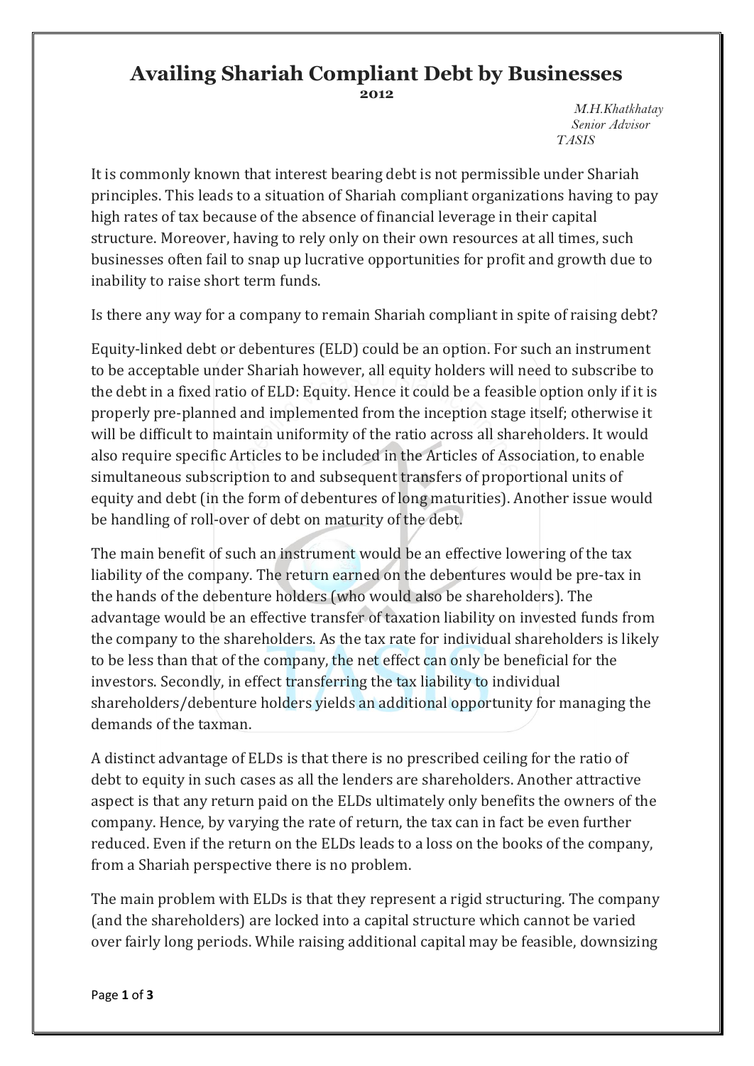# Availing Shariah Compliant Debt by Businesses

**2012**

*M.H.Khatkhatay*
*Senior Advisor*
*TASIS*

It is commonly known that interest bearing debt is not permissible under Shariah principles. This leads to a situation of Shariah compliant organizations having to pay high rates of tax because of the absence of financial leverage in their capital structure. Moreover, having to rely only on their own resources at all times, such businesses often fail to snap up lucrative opportunities for profit and growth due to inability to raise short term funds.

Is there any way for a company to remain Shariah compliant in spite of raising debt?

Equity-linked debt or debentures (ELD) could be an option. For such an instrument to be acceptable under Shariah however, all equity holders will need to subscribe to the debt in a fixed ratio of ELD: Equity. Hence it could be a feasible option only if it is properly pre-planned and implemented from the inception stage itself; otherwise it will be difficult to maintain uniformity of the ratio across all shareholders. It would also require specific Articles to be included in the Articles of Association, to enable simultaneous subscription to and subsequent transfers of proportional units of equity and debt (in the form of debentures of long maturities). Another issue would be handling of roll-over of debt on maturity of the debt.

The main benefit of such an instrument would be an effective lowering of the tax liability of the company. The return earned on the debentures would be pre-tax in the hands of the debenture holders (who would also be shareholders). The advantage would be an effective transfer of taxation liability on invested funds from the company to the shareholders. As the tax rate for individual shareholders is likely to be less than that of the company, the net effect can only be beneficial for the investors. Secondly, in effect transferring the tax liability to individual shareholders/debenture holders yields an additional opportunity for managing the demands of the taxman.

A distinct advantage of ELDs is that there is no prescribed ceiling for the ratio of debt to equity in such cases as all the lenders are shareholders. Another attractive aspect is that any return paid on the ELDs ultimately only benefits the owners of the company. Hence, by varying the rate of return, the tax can in fact be even further reduced. Even if the return on the ELDs leads to a loss on the books of the company, from a Shariah perspective there is no problem.

The main problem with ELDs is that they represent a rigid structuring. The company (and the shareholders) are locked into a capital structure which cannot be varied over fairly long periods. While raising additional capital may be feasible, downsizing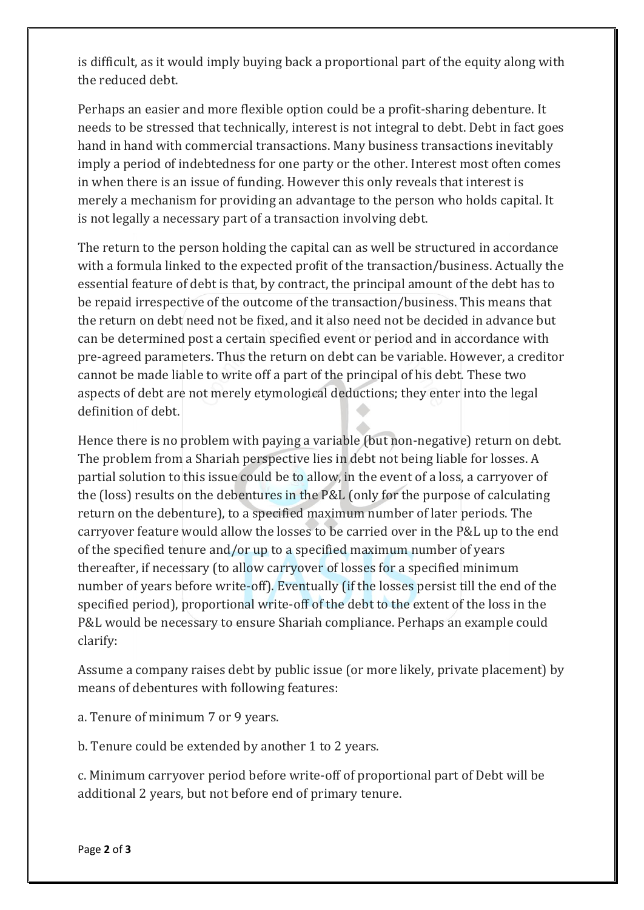is difficult, as it would imply buying back a proportional part of the equity along with the reduced debt.

Perhaps an easier and more flexible option could be a profit-sharing debenture. It needs to be stressed that technically, interest is not integral to debt. Debt in fact goes hand in hand with commercial transactions. Many business transactions inevitably imply a period of indebtedness for one party or the other. Interest most often comes in when there is an issue of funding. However this only reveals that interest is merely a mechanism for providing an advantage to the person who holds capital. It is not legally a necessary part of a transaction involving debt.

The return to the person holding the capital can as well be structured in accordance with a formula linked to the expected profit of the transaction/business. Actually the essential feature of debt is that, by contract, the principal amount of the debt has to be repaid irrespective of the outcome of the transaction/business. This means that the return on debt need not be fixed, and it also need not be decided in advance but can be determined post a certain specified event or period and in accordance with pre-agreed parameters. Thus the return on debt can be variable. However, a creditor cannot be made liable to write off a part of the principal of his debt. These two aspects of debt are not merely etymological deductions; they enter into the legal definition of debt.

Hence there is no problem with paying a variable (but non-negative) return on debt. The problem from a Shariah perspective lies in debt not being liable for losses. A partial solution to this issue could be to allow, in the event of a loss, a carryover of the (loss) results on the debentures in the P&L (only for the purpose of calculating return on the debenture), to a specified maximum number of later periods. The carryover feature would allow the losses to be carried over in the P&L up to the end of the specified tenure and/or up to a specified maximum number of years thereafter, if necessary (to allow carryover of losses for a specified minimum number of years before write-off). Eventually (if the losses persist till the end of the specified period), proportional write-off of the debt to the extent of the loss in the P&L would be necessary to ensure Shariah compliance. Perhaps an example could clarify:

Assume a company raises debt by public issue (or more likely, private placement) by means of debentures with following features:

a. Tenure of minimum 7 or 9 years.

b. Tenure could be extended by another 1 to 2 years.

c. Minimum carryover period before write-off of proportional part of Debt will be additional 2 years, but not before end of primary tenure.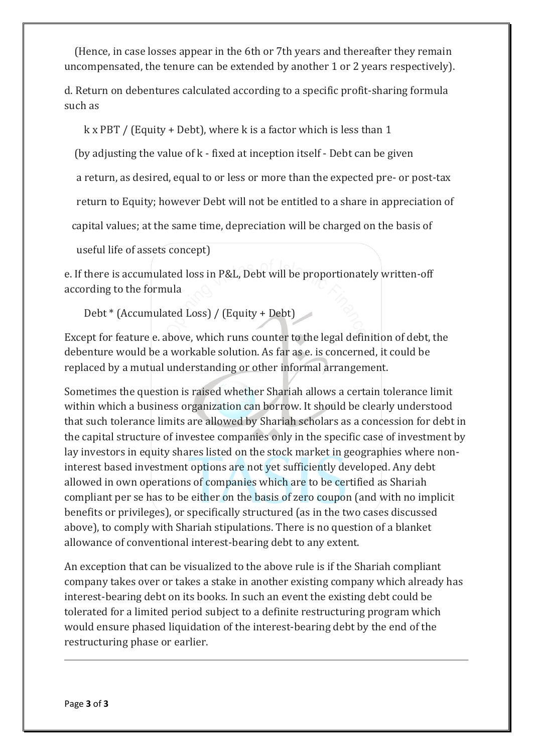(Hence, in case losses appear in the 6th or 7th years and thereafter they remain uncompensated, the tenure can be extended by another 1 or 2 years respectively).

d. Return on debentures calculated according to a specific profit-sharing formula such as

$$k \times PBT / (Equity + Debt)$$, where k is a factor which is less than 1

(by adjusting the value of k - fixed at inception itself - Debt can be given a return, as desired, equal to or less or more than the expected pre- or post-tax return to Equity; however Debt will not be entitled to a share in appreciation of capital values; at the same time, depreciation will be charged on the basis of useful life of assets concept)

e. If there is accumulated loss in P&L, Debt will be proportionately written-off according to the formula

$$Debt * (Accumulated\ Loss) / (Equity + Debt)$$

Except for feature e. above, which runs counter to the legal definition of debt, the debenture would be a workable solution. As far as e. is concerned, it could be replaced by a mutual understanding or other informal arrangement.

Sometimes the question is raised whether Shariah allows a certain tolerance limit within which a business organization can borrow. It should be clearly understood that such tolerance limits are allowed by Shariah scholars as a concession for debt in the capital structure of investee companies only in the specific case of investment by lay investors in equity shares listed on the stock market in geographies where non-interest based investment options are not yet sufficiently developed. Any debt allowed in own operations of companies which are to be certified as Shariah compliant per se has to be either on the basis of zero coupon (and with no implicit benefits or privileges), or specifically structured (as in the two cases discussed above), to comply with Shariah stipulations. There is no question of a blanket allowance of conventional interest-bearing debt to any extent.

An exception that can be visualized to the above rule is if the Shariah compliant company takes over or takes a stake in another existing company which already has interest-bearing debt on its books. In such an event the existing debt could be tolerated for a limited period subject to a definite restructuring program which would ensure phased liquidation of the interest-bearing debt by the end of the restructuring phase or earlier.